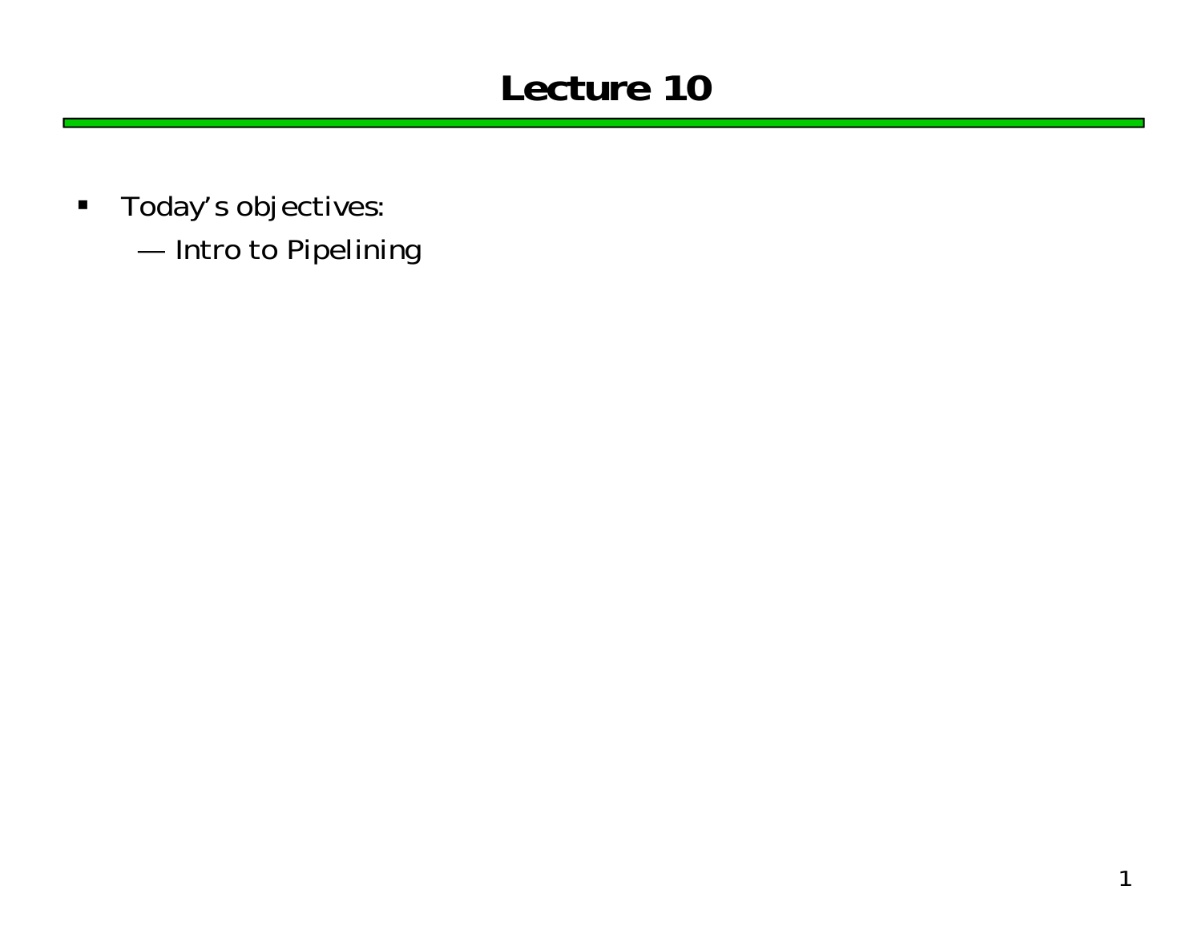# Lecture 10

- Today's objectives:
  - Intro to Pipelining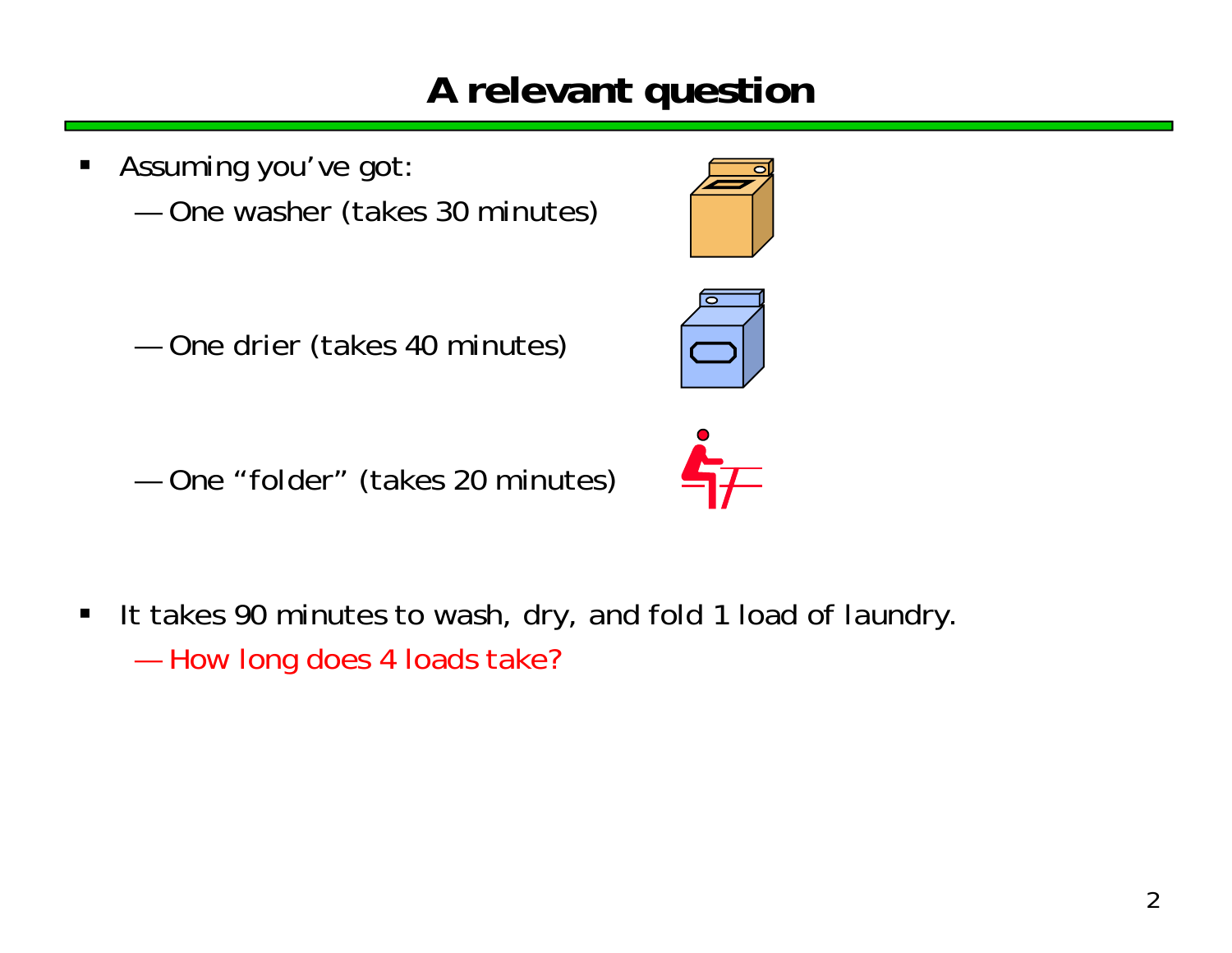# A relevant question

- Assuming you've got:
  - One washer (takes 30 minutes)
  - One drier (takes 40 minutes)
  - One "folder" (takes 20 minutes)
- It takes 90 minutes to wash, dry, and fold 1 load of laundry.
  - How long does 4 loads take?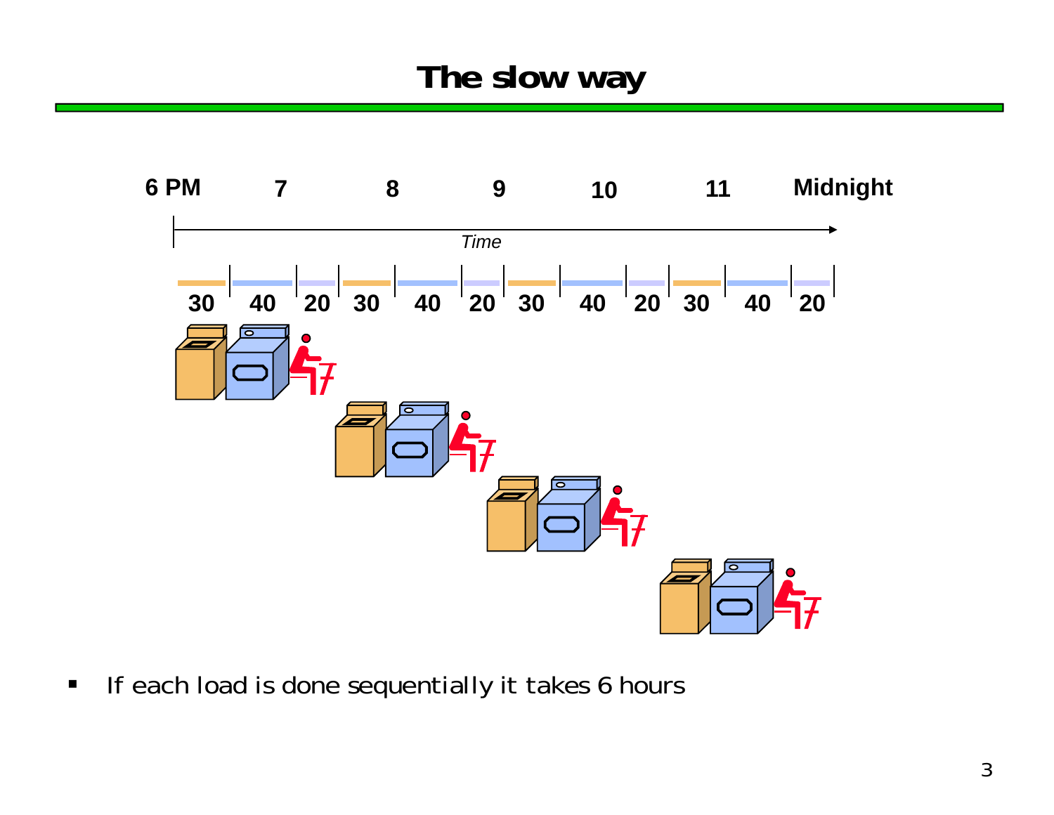# The slow way

6 PM
7
8
9
10
11
Midnight

*Time*

30 40 20 30 40 20 30 40 20 30 40 20

- If each load is done sequentially it takes 6 hours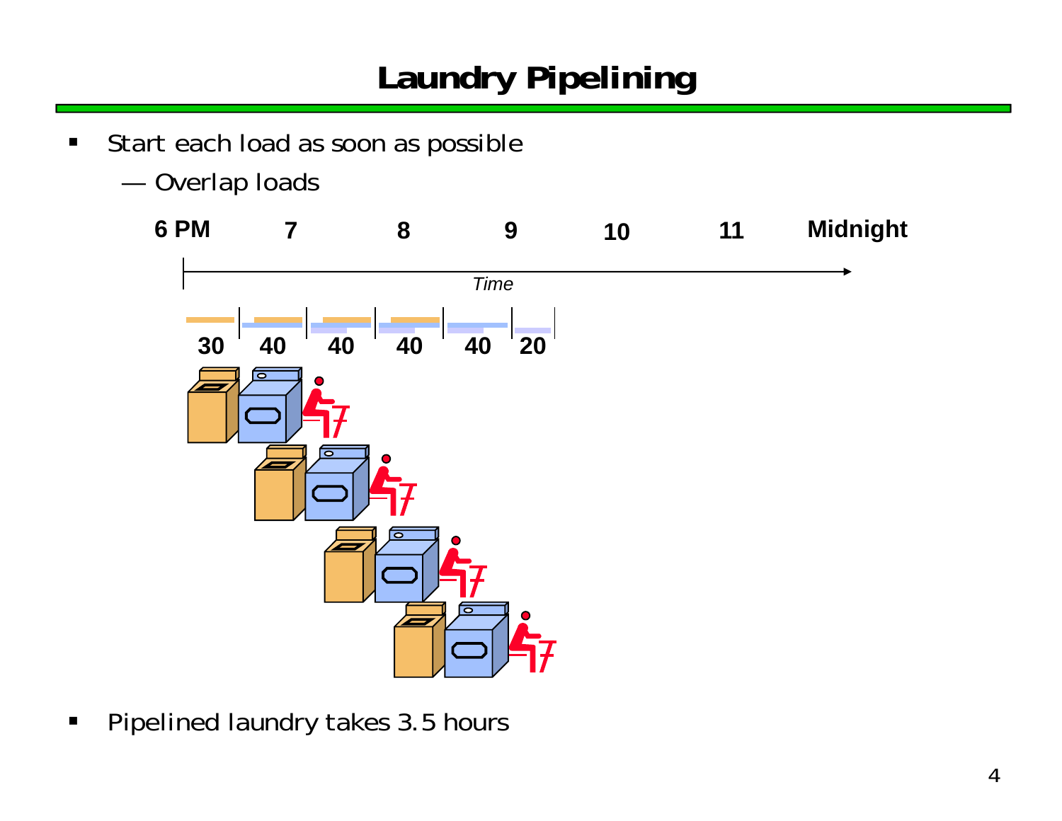# Laundry Pipelining

- Start each load as soon as possible
  - — Overlap loads

6 PM
7
8
9
10
11
Midnight

*Time*

30
40
40
40
40
20

- Pipelined laundry takes 3.5 hours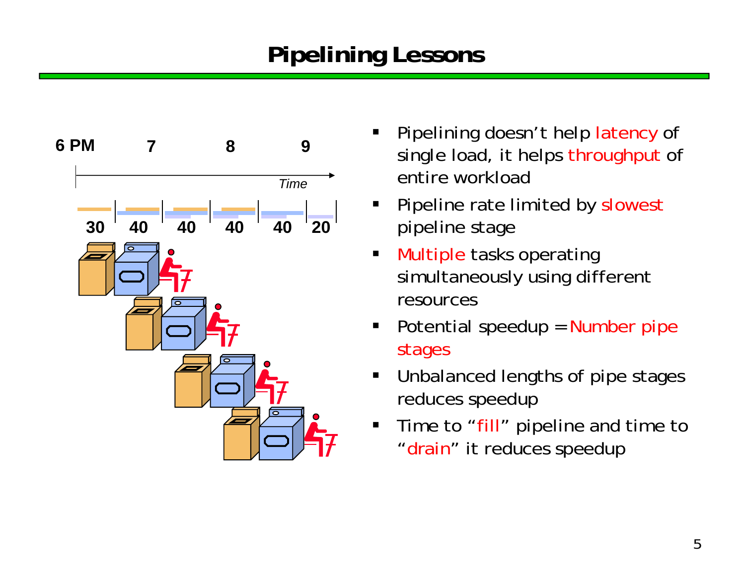# Pipelining Lessons

6 PM
7
8
9
Time
30 40 40 40 40 20

- Pipelining doesn't help latency of single load, it helps throughput of entire workload
- Pipeline rate limited by slowest pipeline stage
- Multiple tasks operating simultaneously using different resources
- Potential speedup = Number pipe stages
- Unbalanced lengths of pipe stages reduces speedup
- Time to "fill" pipeline and time to "drain" it reduces speedup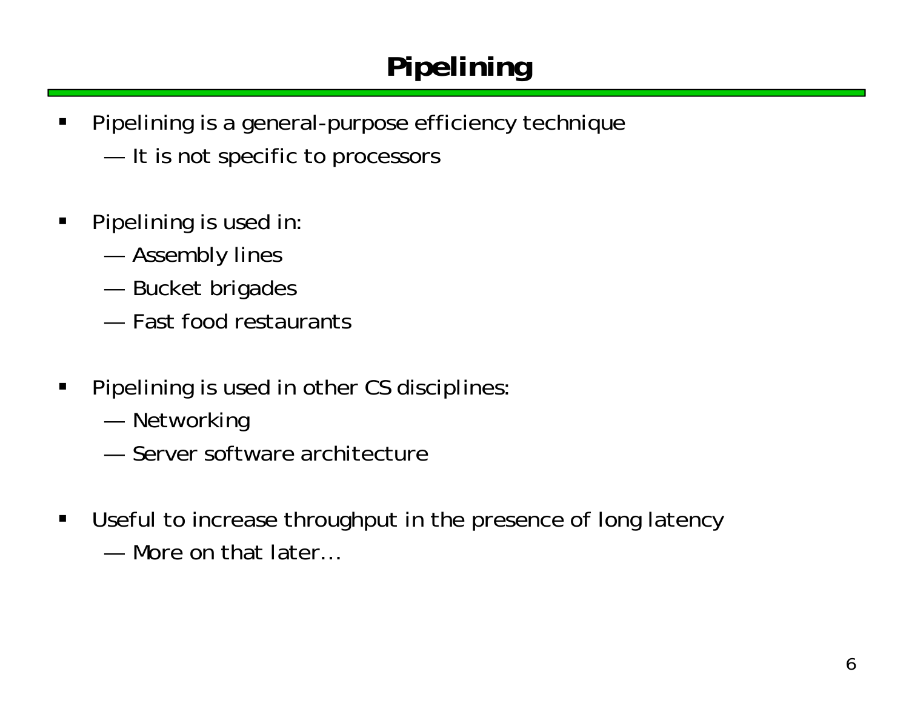# Pipelining

- Pipelining is a general-purpose efficiency technique
  - It is not specific to processors
- Pipelining is used in:
  - Assembly lines
  - Bucket brigades
  - Fast food restaurants
- Pipelining is used in other CS disciplines:
  - Networking
  - Server software architecture
- Useful to increase throughput in the presence of long latency
  - More on that later…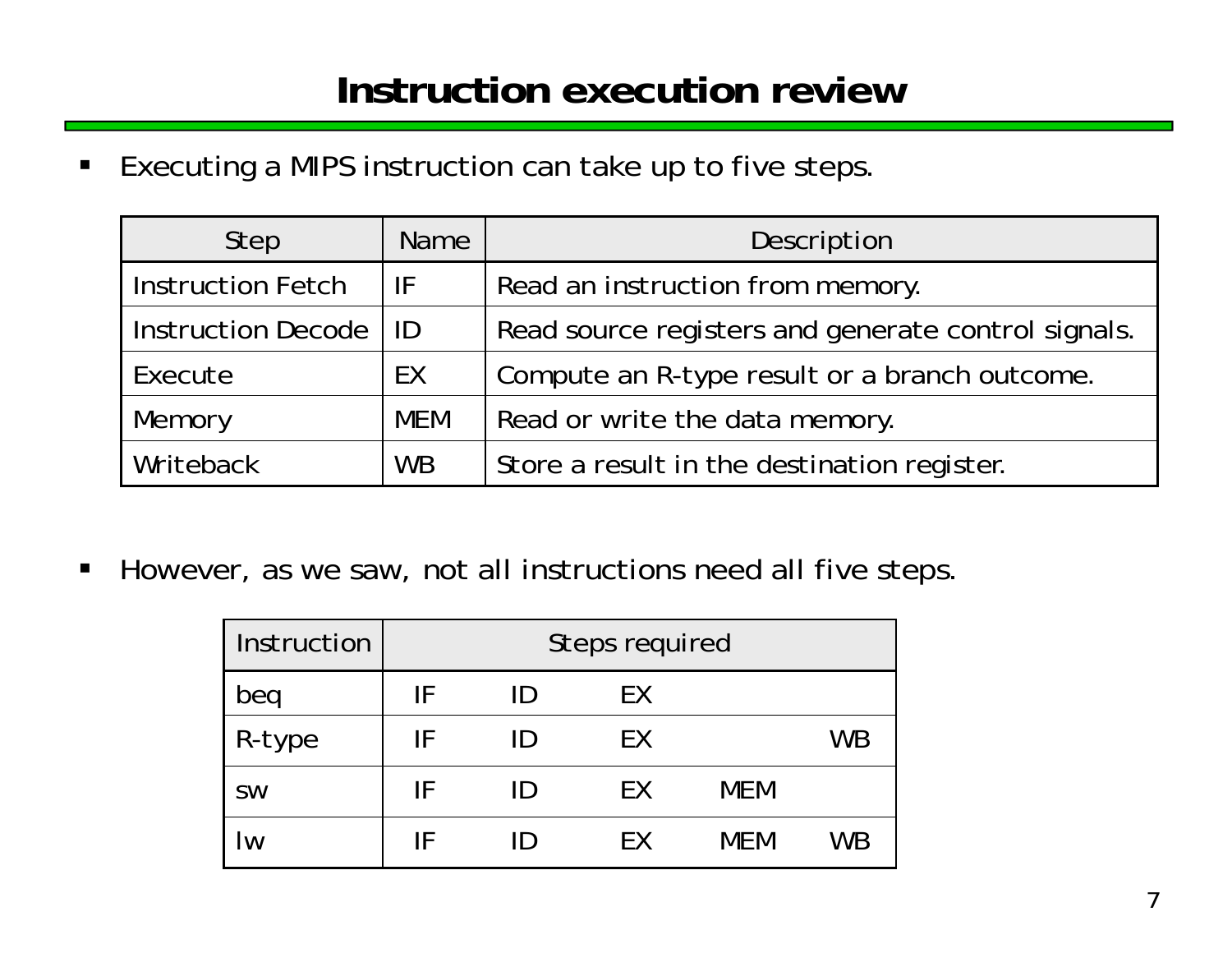# Instruction execution review

- Executing a MIPS instruction can take up to five steps.

| Step | Name | Description |
| --- | --- | --- |
| Instruction Fetch | IF | Read an instruction from memory. |
| Instruction Decode | ID | Read source registers and generate control signals. |
| Execute | EX | Compute an R-type result or a branch outcome. |
| Memory | MEM | Read or write the data memory. |
| Writeback | WB | Store a result in the destination register. |

- However, as we saw, not all instructions need all five steps.

| Instruction | Steps required | | | | |
| --- | --- | --- | --- | --- | --- |
| beq | IF | ID | EX | | |
| R-type | IF | ID | EX | | WB |
| sw | IF | ID | EX | MEM | |
| lw | IF | ID | EX | MEM | WB |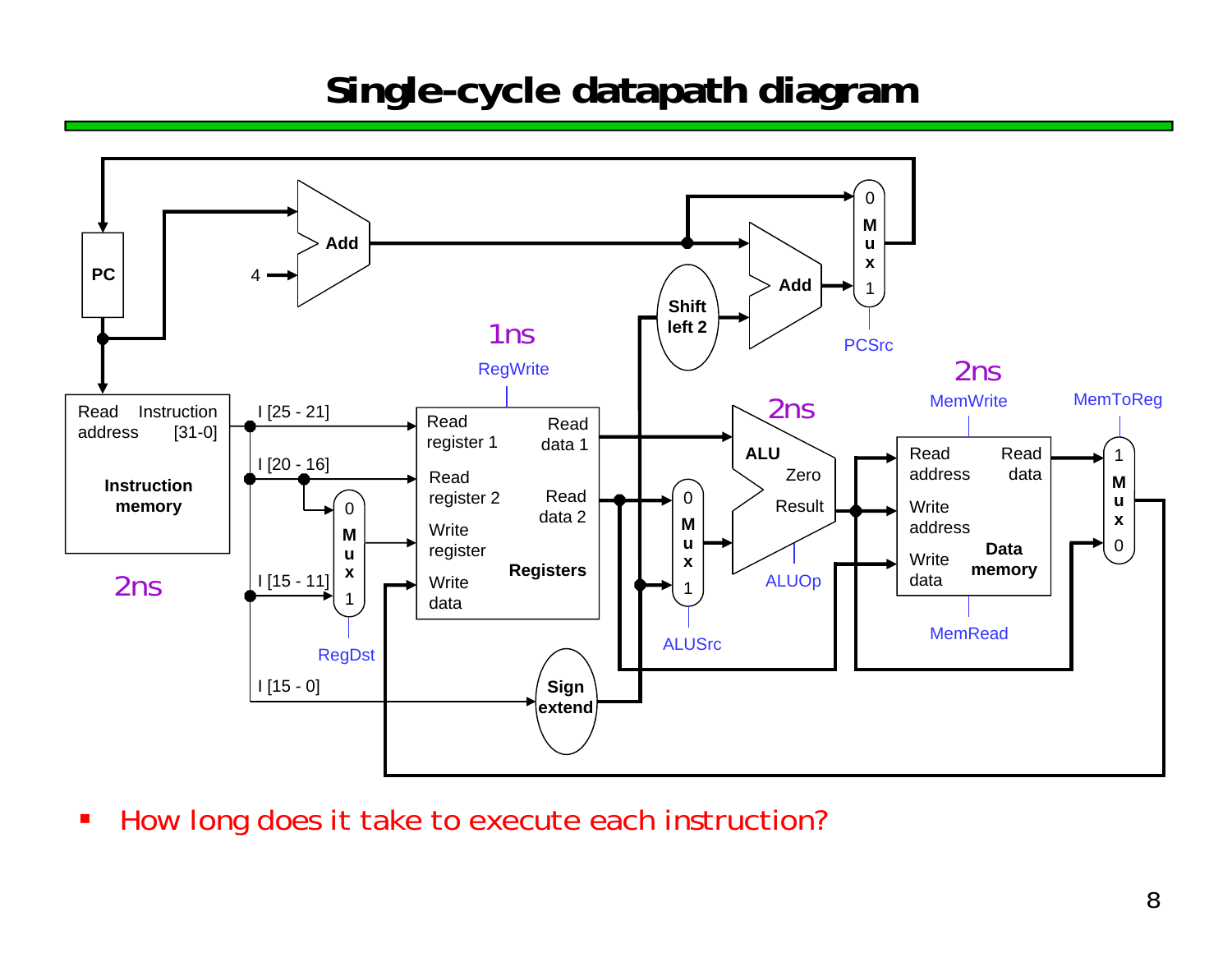# Single-cycle datapath diagram

PC

Add

4

Add

Shift left 2

0 M u x 1

PCSrc

1ns

RegWrite

2ns

MemWrite

MemToReg

2ns

Read address

Instruction [31-0]

Instruction memory

2ns

I [25 - 21]

I [20 - 16]

I [15 - 11]

I [15 - 0]

0 M u x 1

RegDst

Read register 1

Read register 2

Write register

Write data

Read data 1

Read data 2

Registers

0 M u x 1

ALUSrc

ALU

Zero

Result

ALUOp

Read address

Write address

Write data

Read data

Data memory

MemRead

1 M u x 0

Sign extend

- How long does it take to execute each instruction?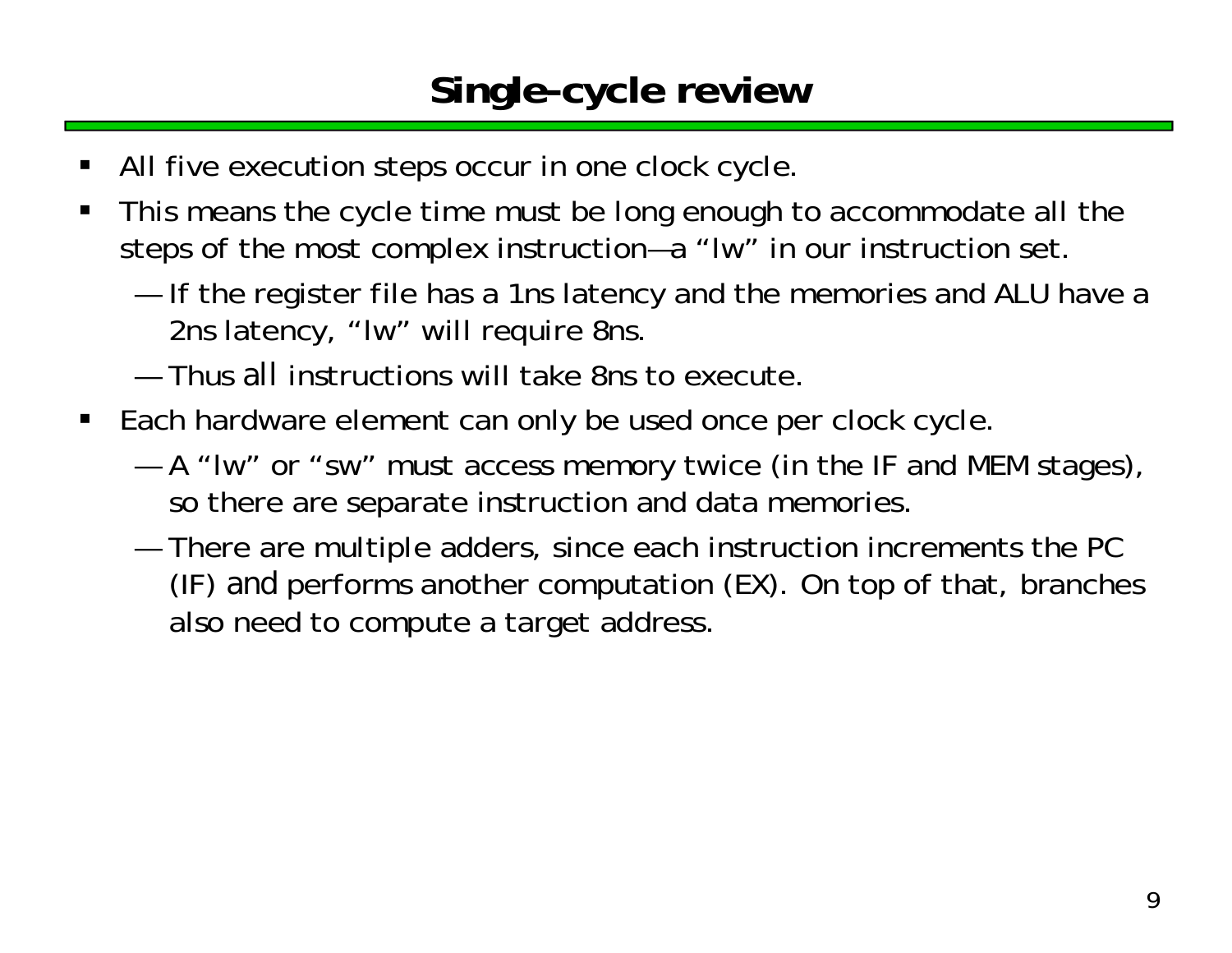# Single-cycle review

- All five execution steps occur in one clock cycle.
- This means the cycle time must be long enough to accommodate all the steps of the most complex instruction—a “lw” in our instruction set.
  - If the register file has a 1ns latency and the memories and ALU have a 2ns latency, “lw” will require 8ns.
  - Thus *all* instructions will take 8ns to execute.
- Each hardware element can only be used once per clock cycle.
  - A “lw” or “sw” must access memory twice (in the IF and MEM stages), so there are separate instruction and data memories.
  - There are multiple adders, since each instruction increments the PC (IF) *and* performs another computation (EX). On top of that, branches also need to compute a target address.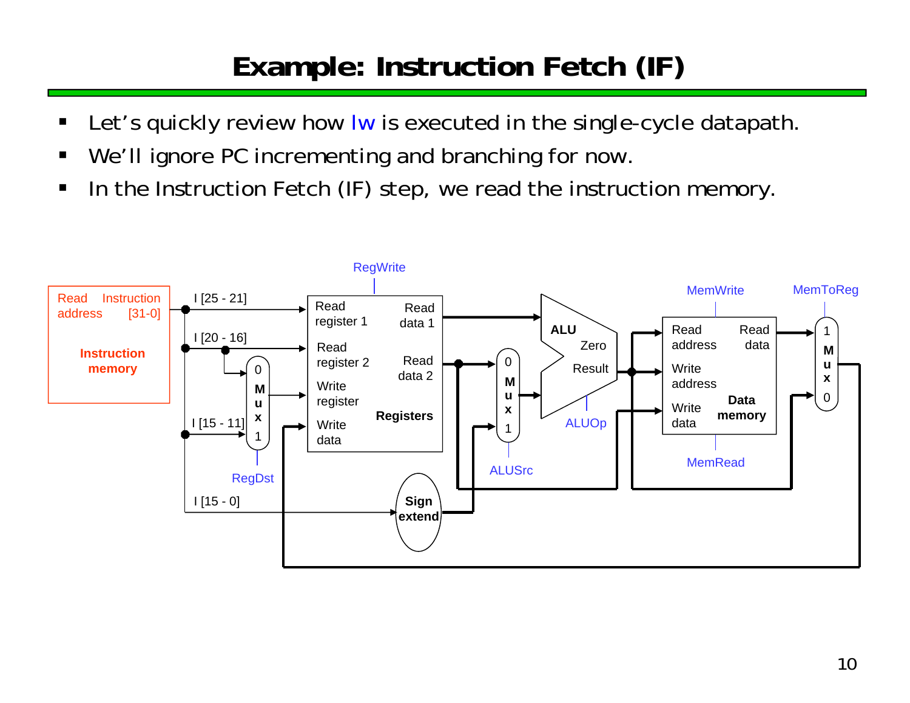# Example: Instruction Fetch (IF)

- Let's quickly review how lw is executed in the single-cycle datapath.
- We'll ignore PC incrementing and branching for now.
- In the Instruction Fetch (IF) step, we read the instruction memory.

Read address
Instruction [31-0]
Instruction memory
I [25 - 21]
I [20 - 16]
I [15 - 11]
I [15 - 0]
RegWrite
Read register 1
Read register 2
Write register
Write data
Read data 1
Read data 2
Registers
0 M u x 1
RegDst
Sign extend
0 M u x 1
ALUSrc
ALU
Zero
Result
ALUOp
MemWrite
Read address
Write address
Write data
Read data
Data memory
MemRead
MemToReg
1 M u x 0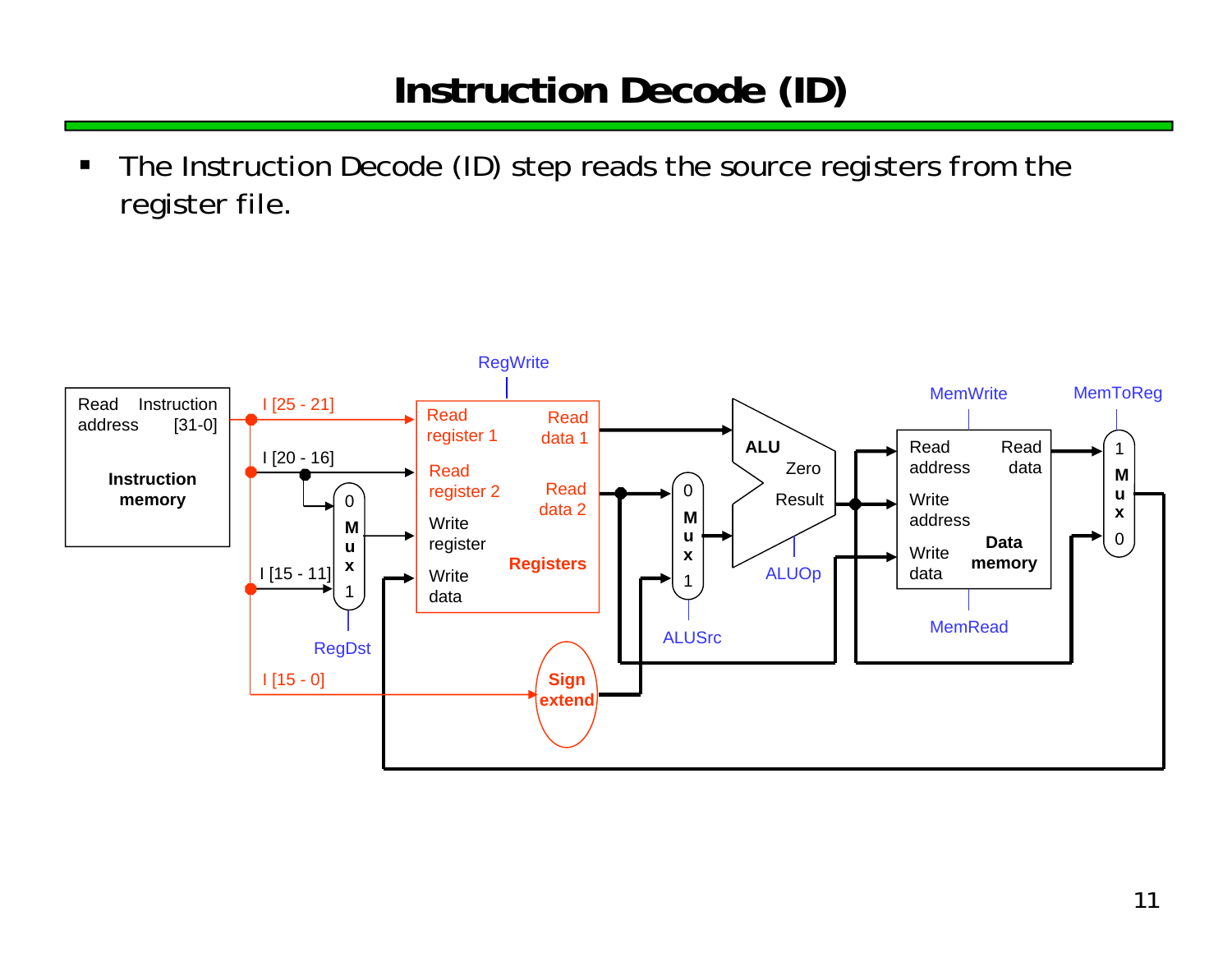# Instruction Decode (ID)

- The Instruction Decode (ID) step reads the source registers from the register file.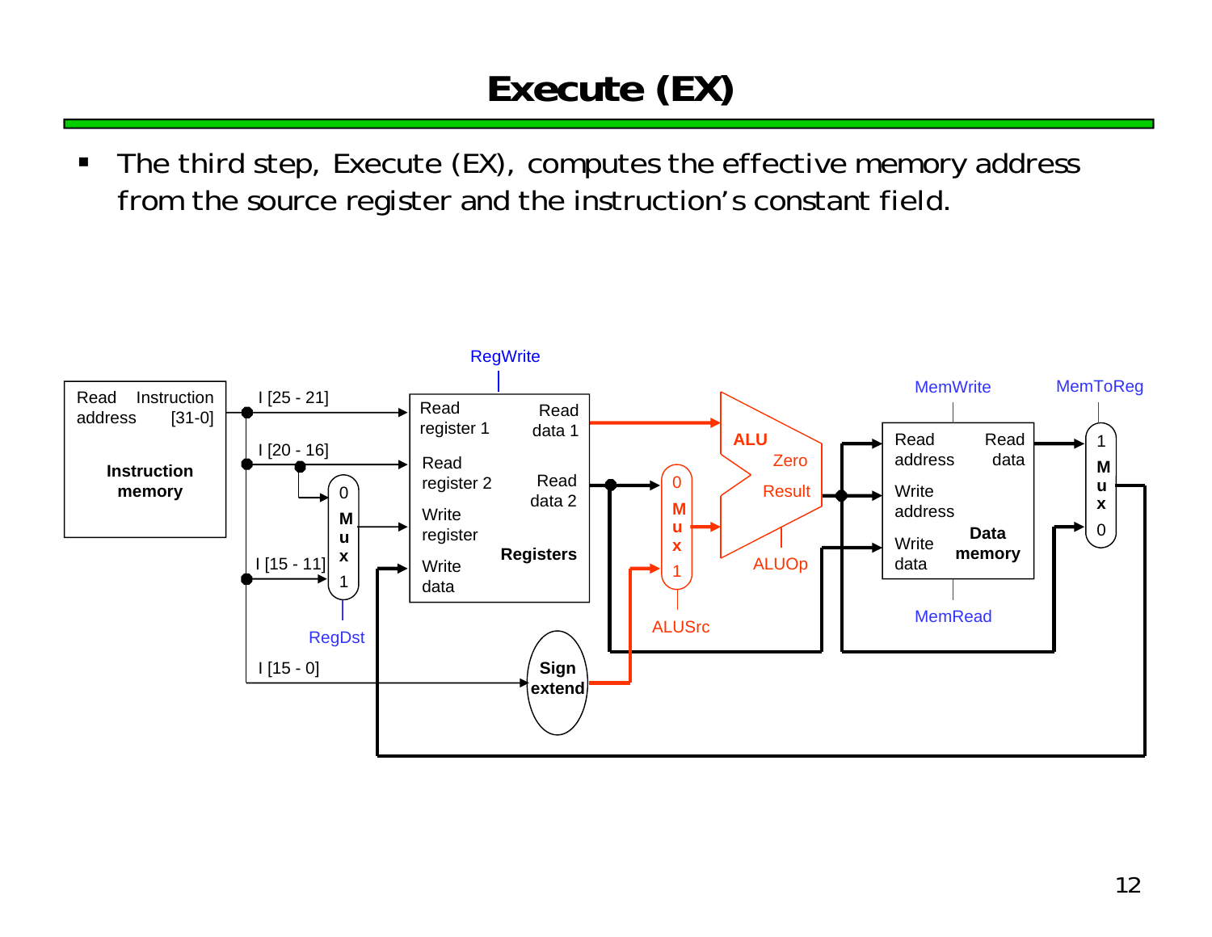# Execute (EX)

- The third step, Execute (EX), computes the effective memory address from the source register and the instruction's constant field.

RegWrite

MemWrite

MemToReg

Read address

Instruction [31-0]

Instruction memory

I [25 - 21]

I [20 - 16]

I [15 - 11]

I [15 - 0]

0 Mux 1

RegDst

Read register 1

Read register 2

Write register

Write data

Read data 1

Read data 2

Registers

Sign extend

0 Mux 1

ALUSrc

ALU

Zero

Result

ALUOp

Read address

Write address

Write data

Read data

Data memory

MemRead

1 Mux 0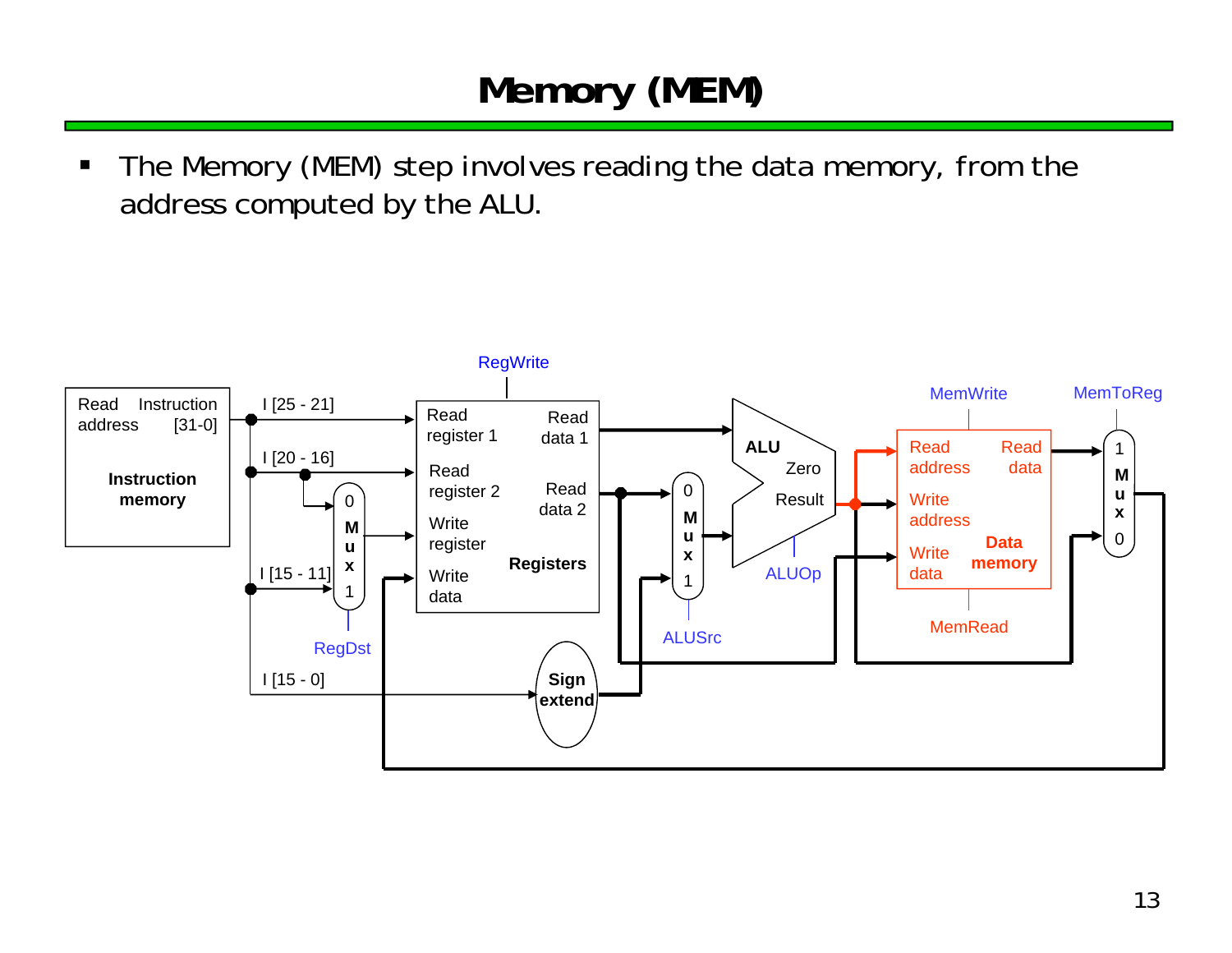# Memory (MEM)

- The Memory (MEM) step involves reading the data memory, from the address computed by the ALU.

RegWrite

MemWrite

MemToReg

Read address

Instruction [31-0]

Instruction memory

I [25 - 21]

I [20 - 16]

I [15 - 11]

I [15 - 0]

0 Mux 1

RegDst

Read register 1

Read data 1

Read register 2

Read data 2

Write register

Write data

Registers

0 Mux 1

ALUSrc

Sign extend

ALU

Zero

Result

ALUOp

Read address

Read data

Write address

Write data

Data memory

MemRead

1 Mux 0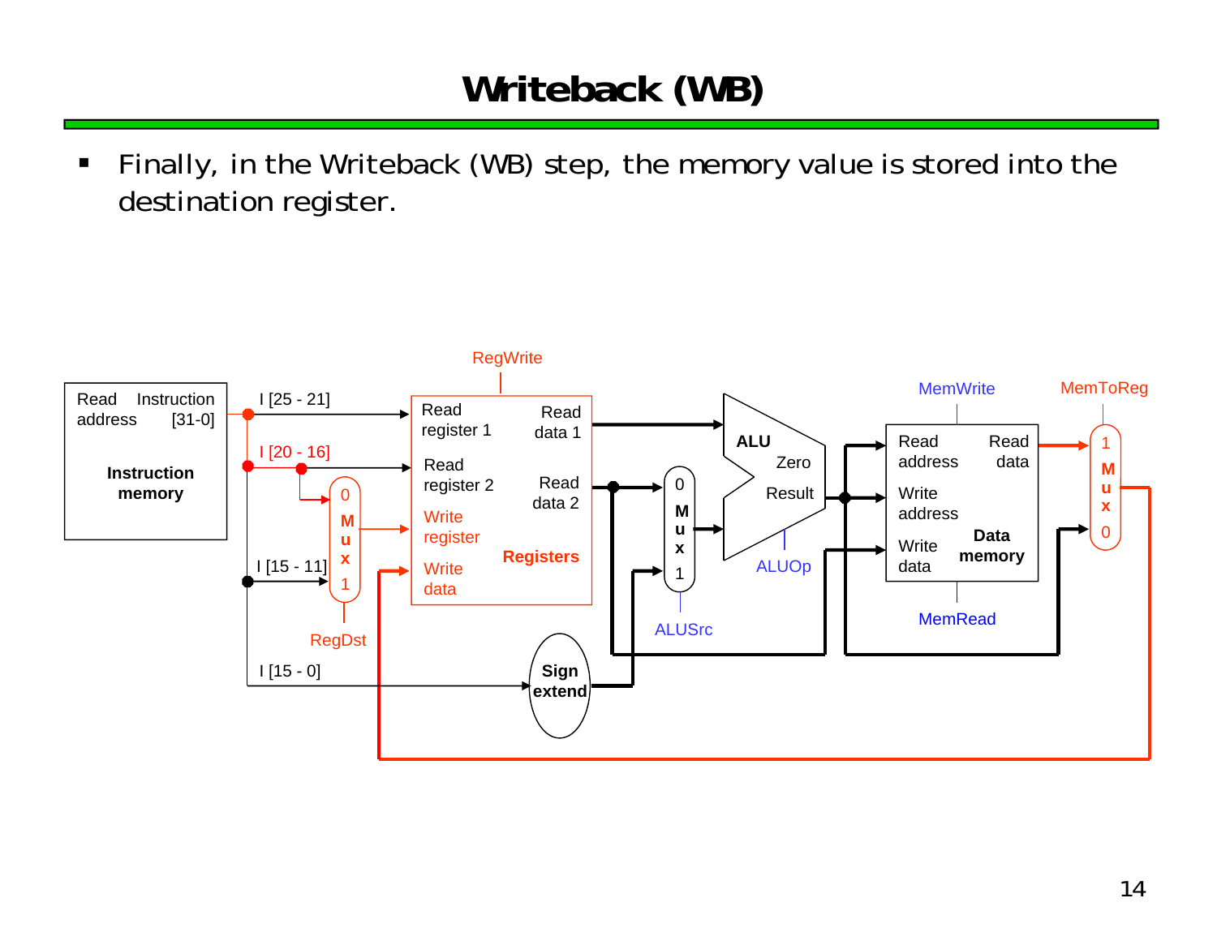# Writeback (WB)

- Finally, in the Writeback (WB) step, the memory value is stored into the destination register.

Read address
Instruction [31-0]
Instruction memory
I [25 - 21]
I [20 - 16]
I [15 - 11]
I [15 - 0]
RegWrite
Read register 1
Read register 2
Write register
Write data
Read data 1
Read data 2
Registers
0
M
u
x
1
RegDst
Sign extend
0
M
u
x
1
ALUSrc
ALU
Zero
Result
ALUOp
MemWrite
Read address
Write address
Write data
Read data
Data memory
MemRead
MemToReg
1
M
u
x
0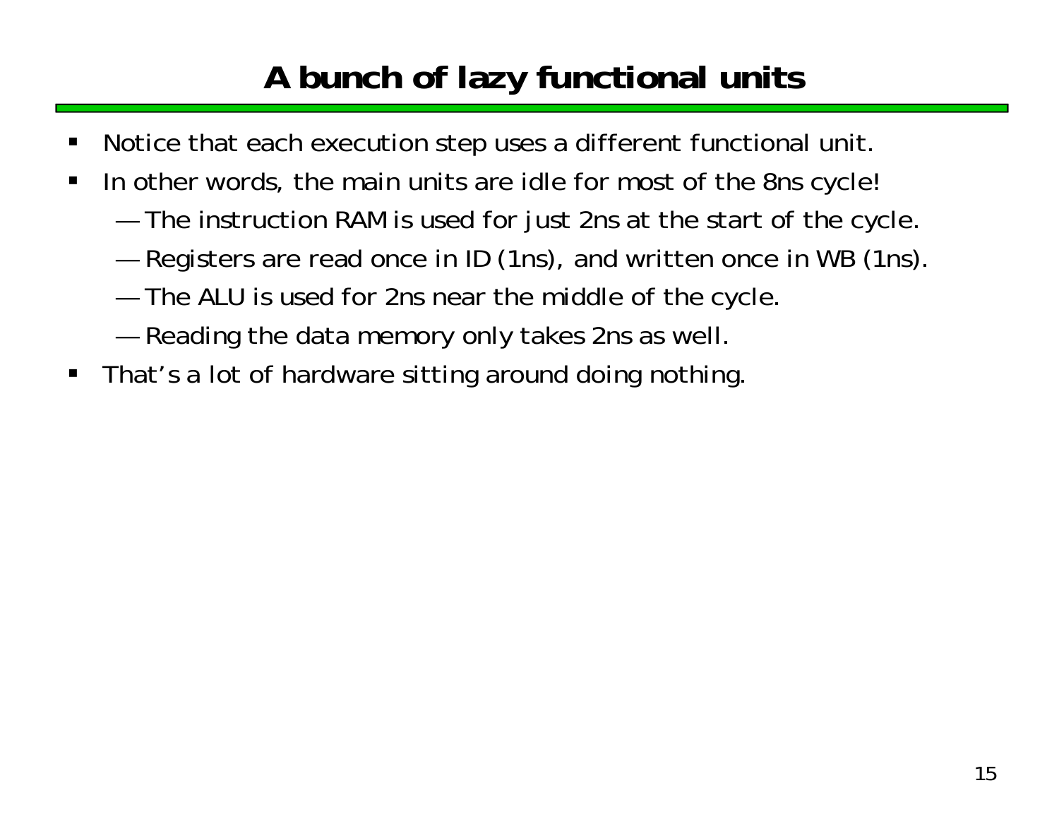# A bunch of lazy functional units

- Notice that each execution step uses a different functional unit.
- In other words, the main units are idle for most of the 8ns cycle!
  - The instruction RAM is used for just 2ns at the start of the cycle.
  - Registers are read once in ID (1ns), and written once in WB (1ns).
  - The ALU is used for 2ns near the middle of the cycle.
  - Reading the data memory only takes 2ns as well.
- That's a lot of hardware sitting around doing nothing.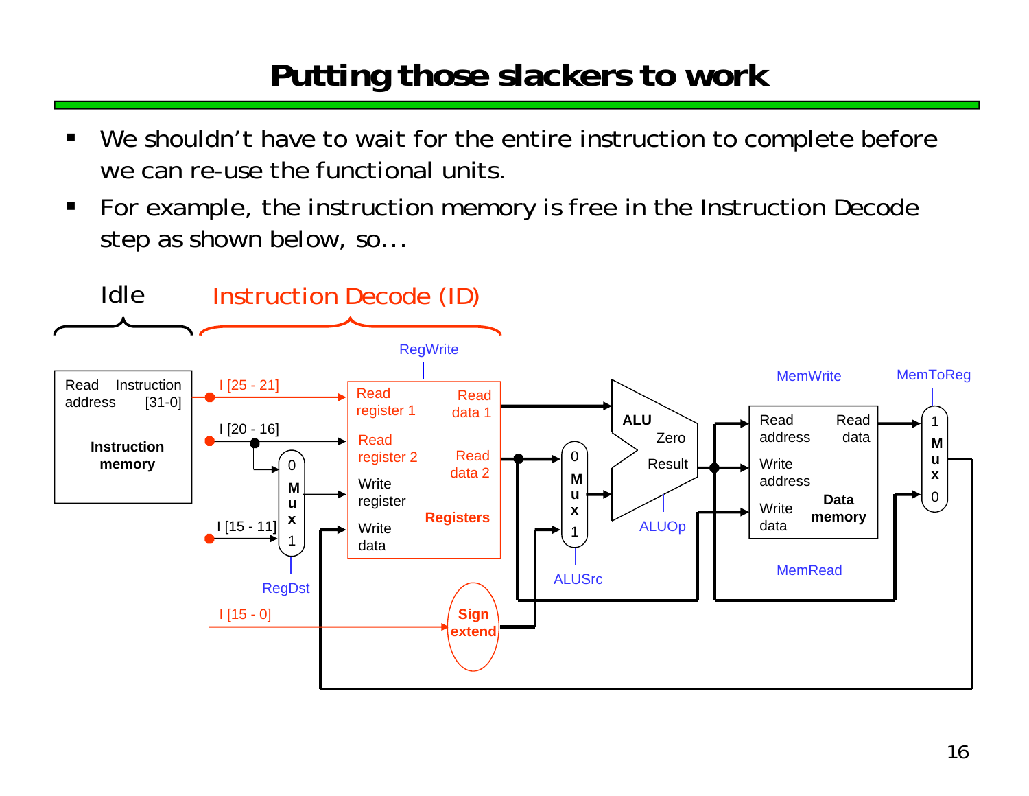# Putting those slackers to work

- We shouldn't have to wait for the entire instruction to complete before we can re-use the functional units.
- For example, the instruction memory is free in the Instruction Decode step as shown below, so...

Idle

Instruction Decode (ID)

Read address

Instruction [31-0]

Instruction memory

I [25 - 21]

I [20 - 16]

I [15 - 11]

I [15 - 0]

0 Mux 1

RegDst

RegWrite

Read register 1

Read register 2

Write register

Write data

Read data 1

Read data 2

Registers

Sign extend

0 Mux 1

ALUSrc

ALU

Zero

Result

ALUOp

MemWrite

Read address

Write address

Write data

Read data

Data memory

MemRead

MemToReg

1 Mux 0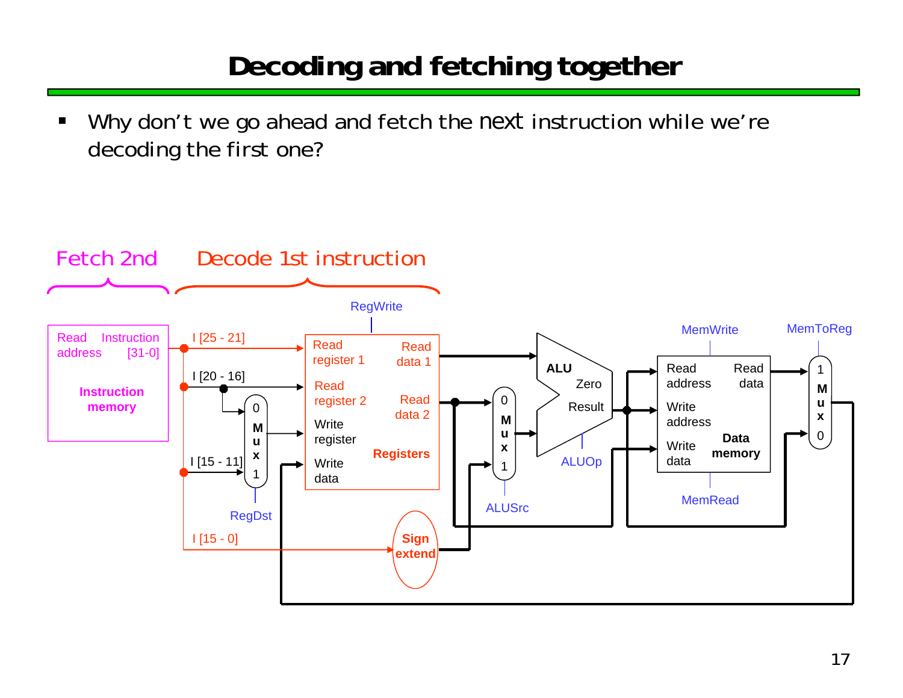# Decoding and fetching together

- Why don't we go ahead and fetch the next instruction while we're decoding the first one?

Fetch 2nd

Decode 1st instruction

Read address

Instruction [31-0]

Instruction memory

I [25 - 21]

I [20 - 16]

I [15 - 11]

I [15 - 0]

0 Mux 1

RegDst

RegWrite

Read register 1

Read register 2

Write register

Write data

Read data 1

Read data 2

Registers

Sign extend

0 Mux 1

ALUSrc

ALU

Zero

Result

ALUOp

MemWrite

Read address

Write address

Write data

Read data

Data memory

MemRead

MemToReg

1 Mux 0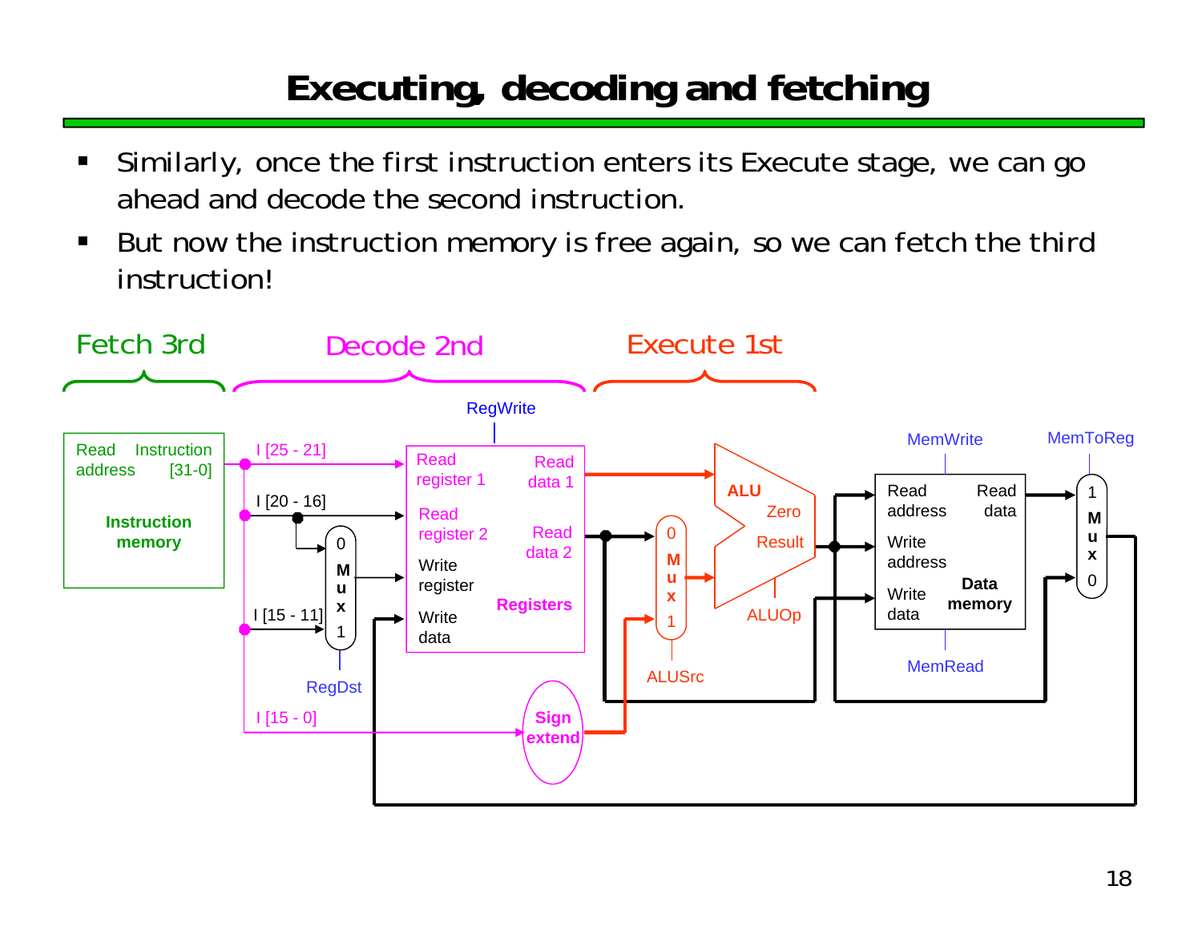# Executing, decoding and fetching

- Similarly, once the first instruction enters its Execute stage, we can go ahead and decode the second instruction.
- But now the instruction memory is free again, so we can fetch the third instruction!

Fetch 3rd — Decode 2nd — Execute 1st

Read address | Instruction [31-0] | Instruction memory

I [25 - 21] | I [20 - 16] | I [15 - 11] | I [15 - 0]

RegWrite | Read register 1 | Read register 2 | Write register | Write data | Read data 1 | Read data 2 | Registers

RegDst | Mux (0, 1)

Sign extend

ALUSrc | Mux (0, 1)

ALU | Zero | Result | ALUOp

MemWrite | MemRead | Read address | Write address | Write data | Read data | Data memory

MemToReg | Mux (1, 0)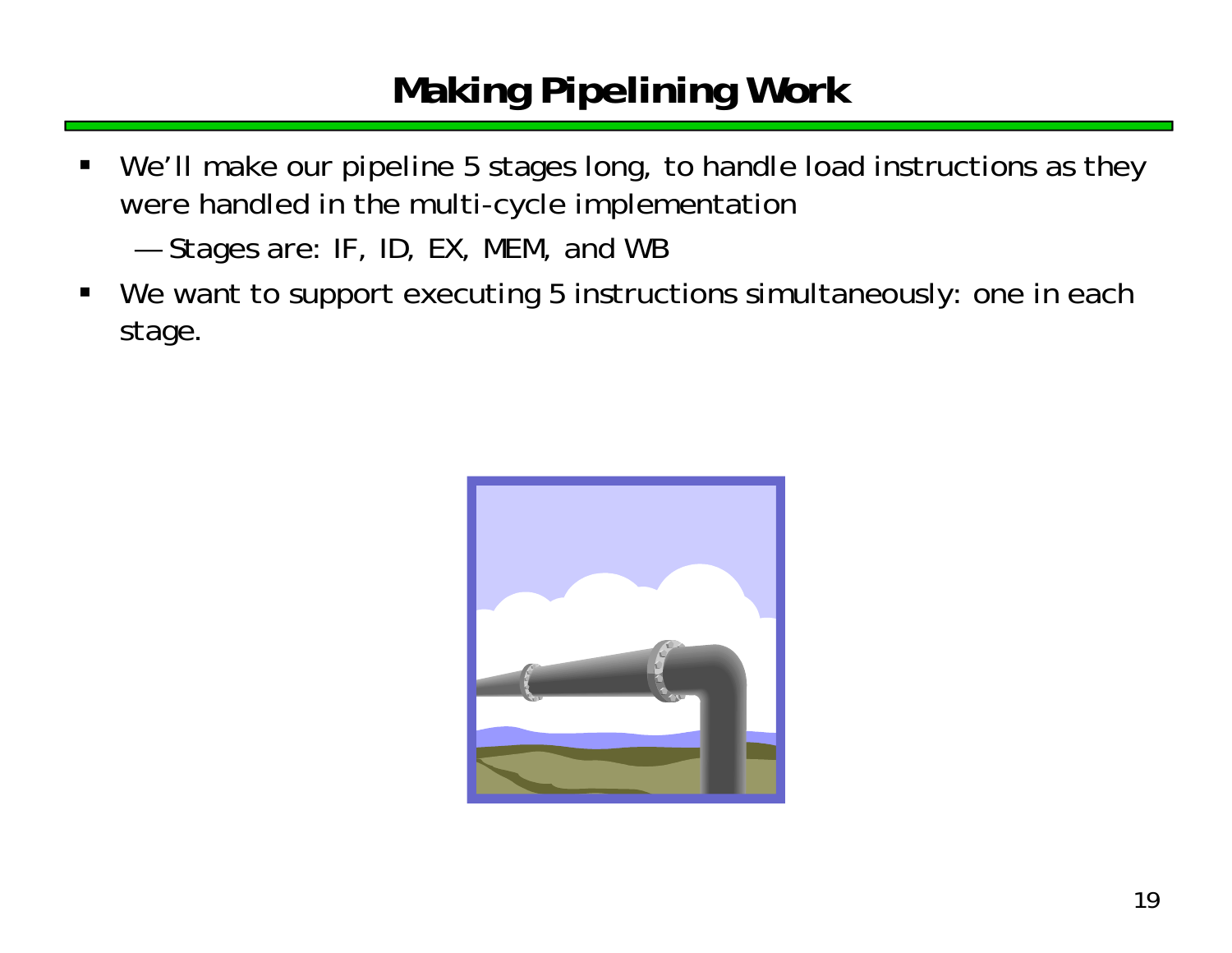# Making Pipelining Work

- We'll make our pipeline 5 stages long, to handle load instructions as they were handled in the multi-cycle implementation
  - Stages are: IF, ID, EX, MEM, and WB
- We want to support executing 5 instructions simultaneously: one in each stage.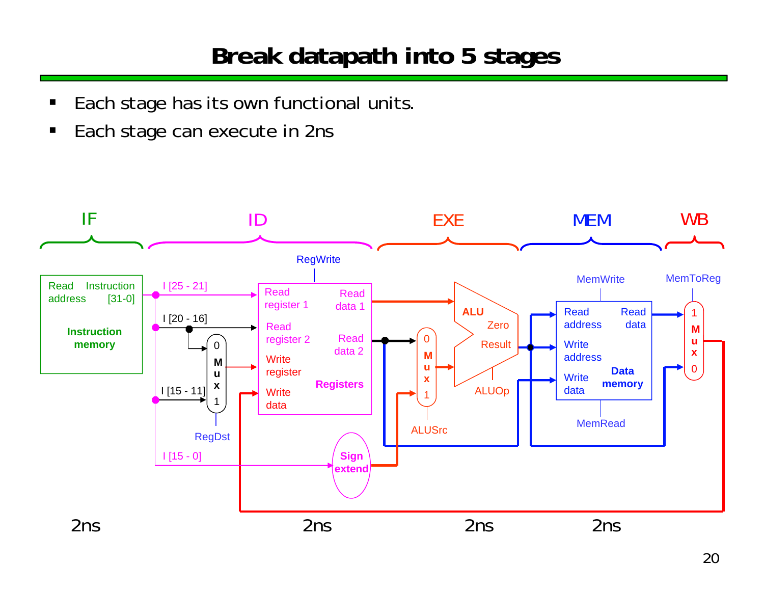# Break datapath into 5 stages

- Each stage has its own functional units.
- Each stage can execute in 2ns

IF

ID

EXE

MEM

WB

Read address

Instruction [31-0]

Instruction memory

I [25 - 21]

I [20 - 16]

I [15 - 11]

I [15 - 0]

0 Mux 1

RegDst

RegWrite

Read register 1

Read register 2

Write register

Write data

Read data 1

Read data 2

Registers

Sign extend

0 Mux 1

ALUSrc

ALU

Zero

Result

ALUOp

MemWrite

Read address

Write address

Write data

Read data

Data memory

MemRead

MemToReg

1 Mux 0

2ns

2ns

2ns

2ns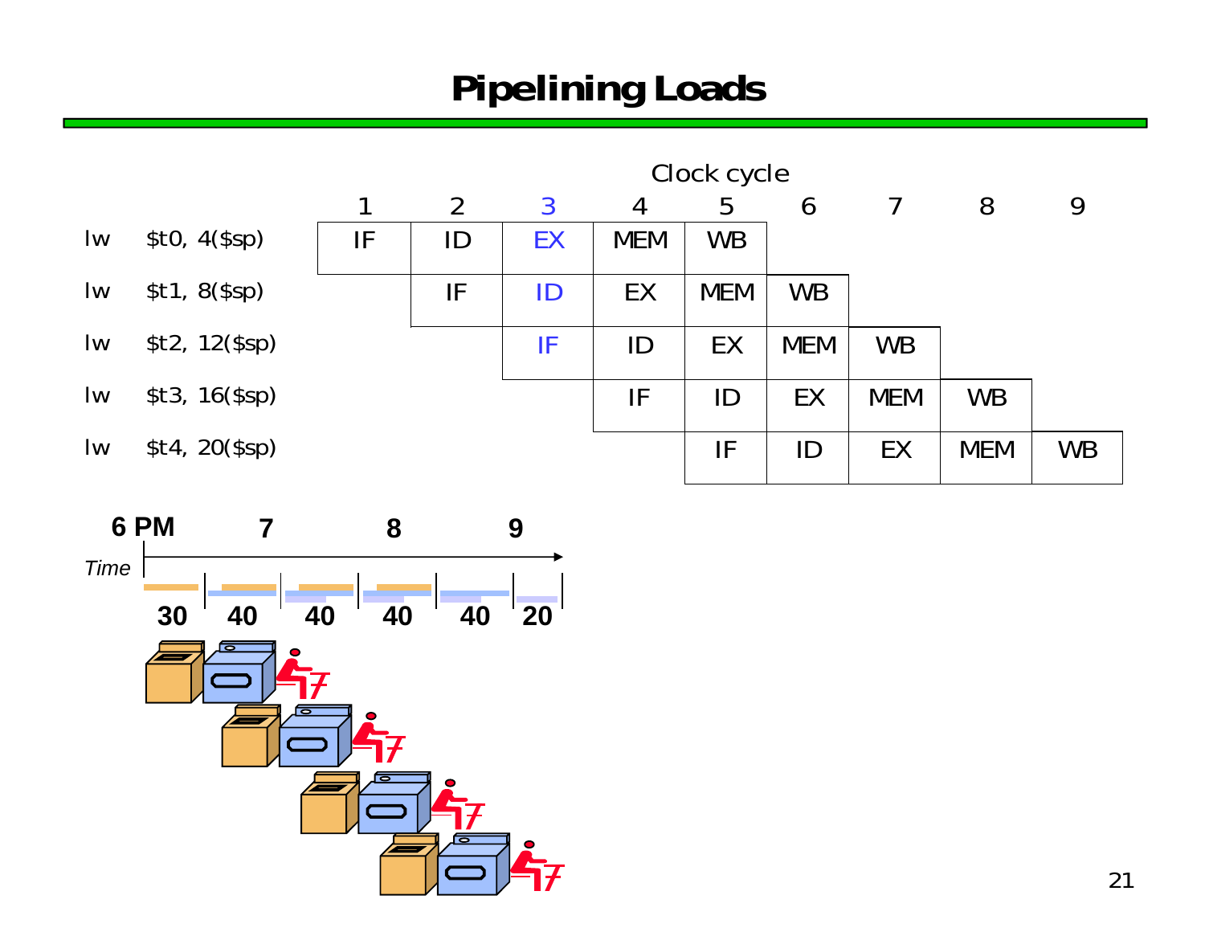# Pipelining Loads

| | Clock cycle 1 | 2 | 3 | 4 | 5 | 6 | 7 | 8 | 9 |
|---|---|---|---|---|---|---|---|---|---|
| lw $t0, 4($sp) | IF | ID | EX | MEM | WB | | | | |
| lw $t1, 8($sp) | | IF | ID | EX | MEM | WB | | | |
| lw $t2, 12($sp) | | | IF | ID | EX | MEM | WB | | |
| lw $t3, 16($sp) | | | | IF | ID | EX | MEM | WB | |
| lw $t4, 20($sp) | | | | | IF | ID | EX | MEM | WB |

6 PM
7
8
9
Time
30
40
40
40
40
20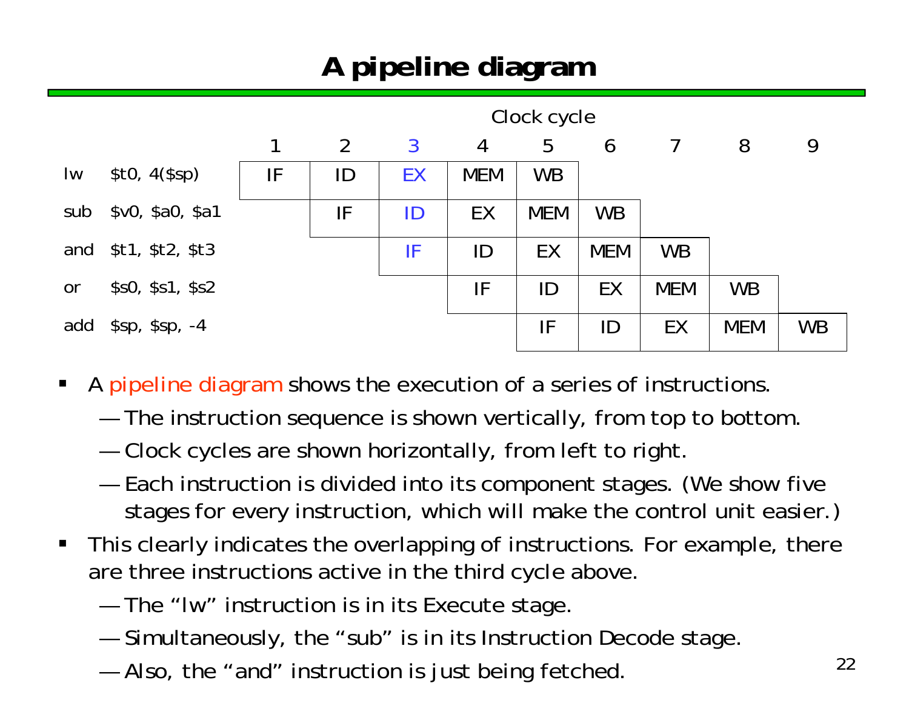# A pipeline diagram

| | | Clock cycle | | | | | | | | |
|---|---|---|---|---|---|---|---|---|---|---|
| | | 1 | 2 | 3 | 4 | 5 | 6 | 7 | 8 | 9 |
| lw | $t0, 4($sp) | IF | ID | EX | MEM | WB | | | | |
| sub | $v0, $a0, $a1 | | IF | ID | EX | MEM | WB | | | |
| and | $t1, $t2, $t3 | | | IF | ID | EX | MEM | WB | | |
| or | $s0, $s1, $s2 | | | | IF | ID | EX | MEM | WB | |
| add | $sp, $sp, -4 | | | | | IF | ID | EX | MEM | WB |

- A pipeline diagram shows the execution of a series of instructions.
  - The instruction sequence is shown vertically, from top to bottom.
  - Clock cycles are shown horizontally, from left to right.
  - Each instruction is divided into its component stages. (We show five stages for every instruction, which will make the control unit easier.)
- This clearly indicates the overlapping of instructions. For example, there are three instructions active in the third cycle above.
  - The "lw" instruction is in its Execute stage.
  - Simultaneously, the "sub" is in its Instruction Decode stage.
  - Also, the "and" instruction is just being fetched.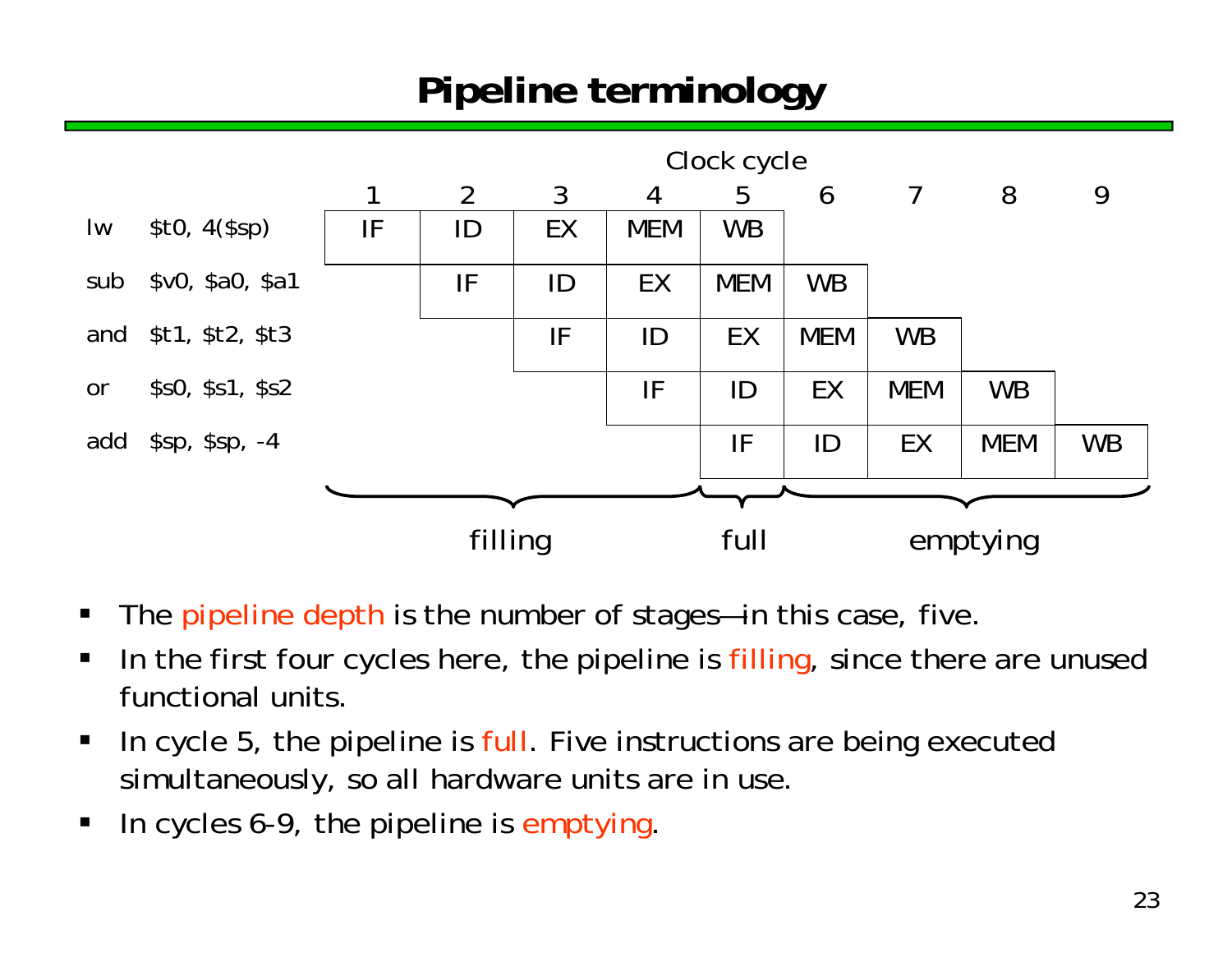# Pipeline terminology

| | Clock cycle 1 | 2 | 3 | 4 | 5 | 6 | 7 | 8 | 9 |
|---|---|---|---|---|---|---|---|---|---|
| lw $t0, 4($sp) | IF | ID | EX | MEM | WB | | | | |
| sub $v0, $a0, $a1 | | IF | ID | EX | MEM | WB | | | |
| and $t1, $t2, $t3 | | | IF | ID | EX | MEM | WB | | |
| or $s0, $s1, $s2 | | | | IF | ID | EX | MEM | WB | |
| add $sp, $sp, -4 | | | | | IF | ID | EX | MEM | WB |

filling (cycles 1–4) | full (cycle 5) | emptying (cycles 6–9)

- The pipeline depth is the number of stages—in this case, five.
- In the first four cycles here, the pipeline is filling, since there are unused functional units.
- In cycle 5, the pipeline is full. Five instructions are being executed simultaneously, so all hardware units are in use.
- In cycles 6-9, the pipeline is emptying.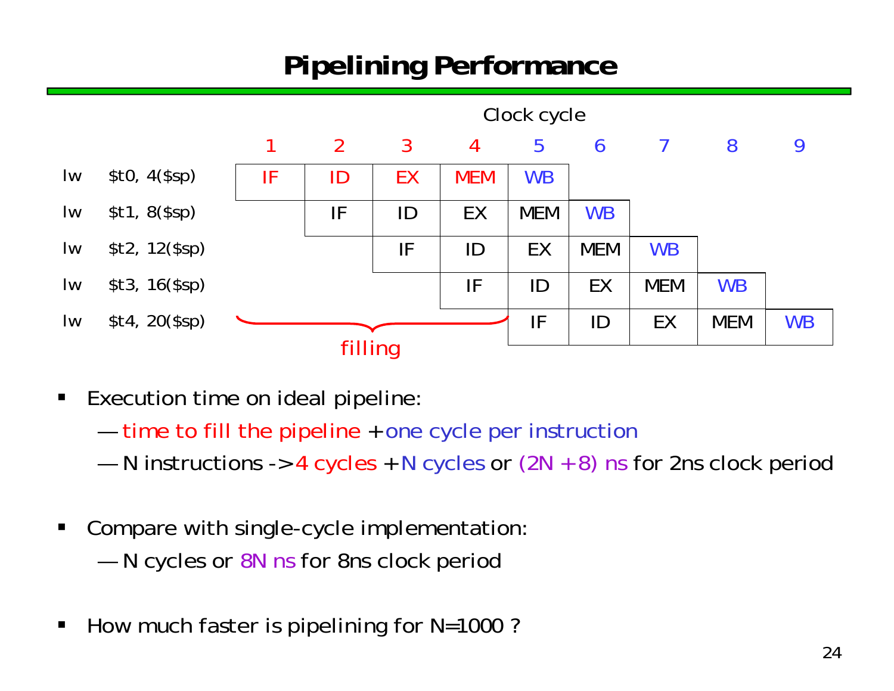# Pipelining Performance

| | Clock cycle 1 | 2 | 3 | 4 | 5 | 6 | 7 | 8 | 9 |
|---|---|---|---|---|---|---|---|---|---|
| lw $t0, 4($sp) | IF | ID | EX | MEM | WB | | | | |
| lw $t1, 8($sp) | | IF | ID | EX | MEM | WB | | | |
| lw $t2, 12($sp) | | | IF | ID | EX | MEM | WB | | |
| lw $t3, 16($sp) | | | | IF | ID | EX | MEM | WB | |
| lw $t4, 20($sp) | | | | | IF | ID | EX | MEM | WB |

filling (clock cycles 1–4)

- Execution time on ideal pipeline:
  - — time to fill the pipeline + one cycle per instruction
  - — N instructions -> 4 cycles + N cycles or (2N + 8) ns for 2ns clock period
- Compare with single-cycle implementation:
  - — N cycles or 8N ns for 8ns clock period
- How much faster is pipelining for N=1000 ?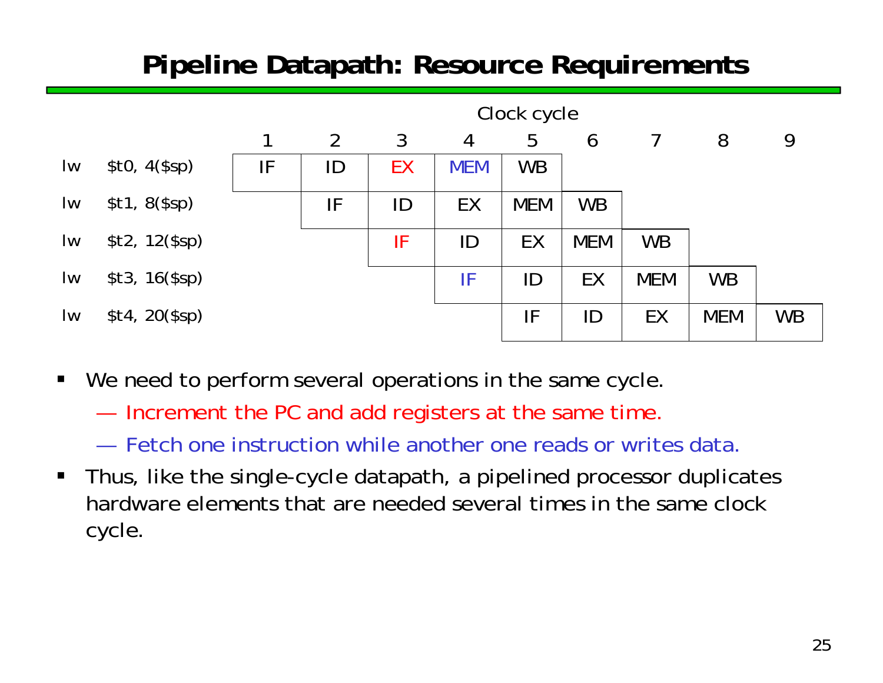# Pipeline Datapath: Resource Requirements

| | Clock cycle 1 | 2 | 3 | 4 | 5 | 6 | 7 | 8 | 9 |
|---|---|---|---|---|---|---|---|---|---|
| lw $t0, 4($sp) | IF | ID | EX | MEM | WB | | | | |
| lw $t1, 8($sp) | | IF | ID | EX | MEM | WB | | | |
| lw $t2, 12($sp) | | | IF | ID | EX | MEM | WB | | |
| lw $t3, 16($sp) | | | | IF | ID | EX | MEM | WB | |
| lw $t4, 20($sp) | | | | | IF | ID | EX | MEM | WB |

- We need to perform several operations in the same cycle.
  - Increment the PC and add registers at the same time.
  - Fetch one instruction while another one reads or writes data.
- Thus, like the single-cycle datapath, a pipelined processor duplicates hardware elements that are needed several times in the same clock cycle.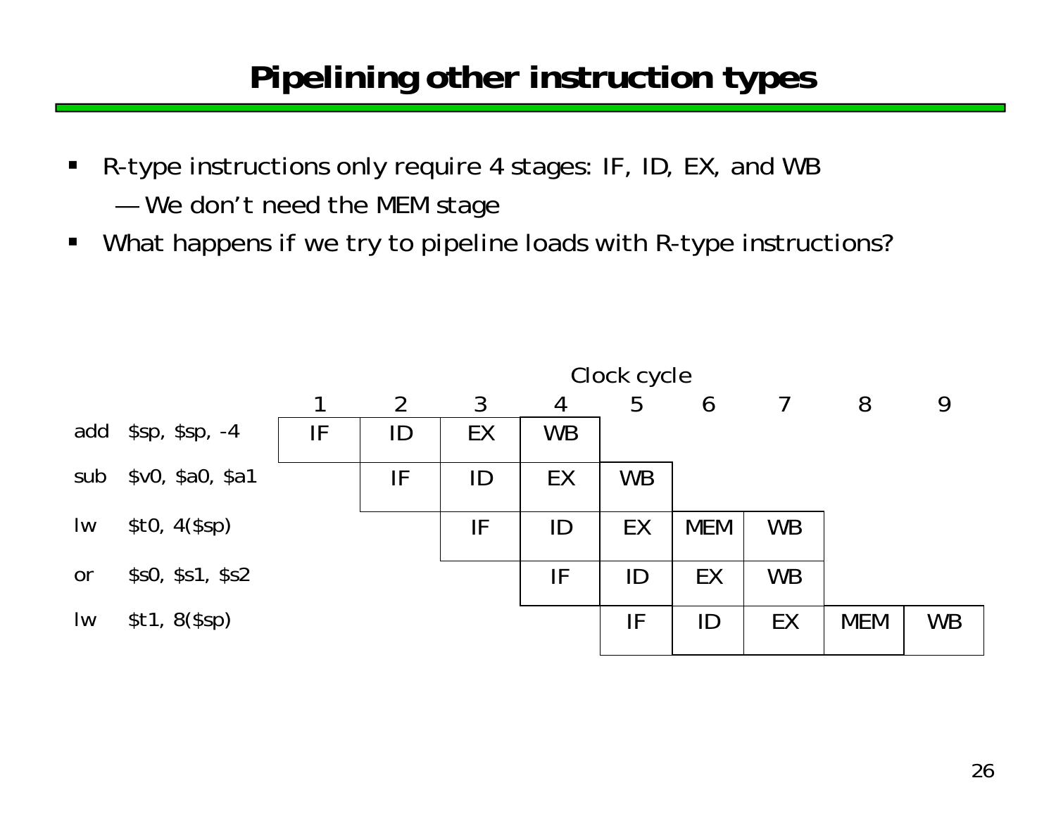# Pipelining other instruction types

- R-type instructions only require 4 stages: IF, ID, EX, and WB
  - We don't need the MEM stage
- What happens if we try to pipeline loads with R-type instructions?

Clock cycle

| | 1 | 2 | 3 | 4 | 5 | 6 | 7 | 8 | 9 |
|---|---|---|---|---|---|---|---|---|---|
| add $sp, $sp, -4 | IF | ID | EX | WB | | | | | |
| sub $v0, $a0, $a1 | | IF | ID | EX | WB | | | | |
| lw $t0, 4($sp) | | | IF | ID | EX | MEM | WB | | |
| or $s0, $s1, $s2 | | | | IF | ID | EX | WB | | |
| lw $t1, 8($sp) | | | | | IF | ID | EX | MEM | WB |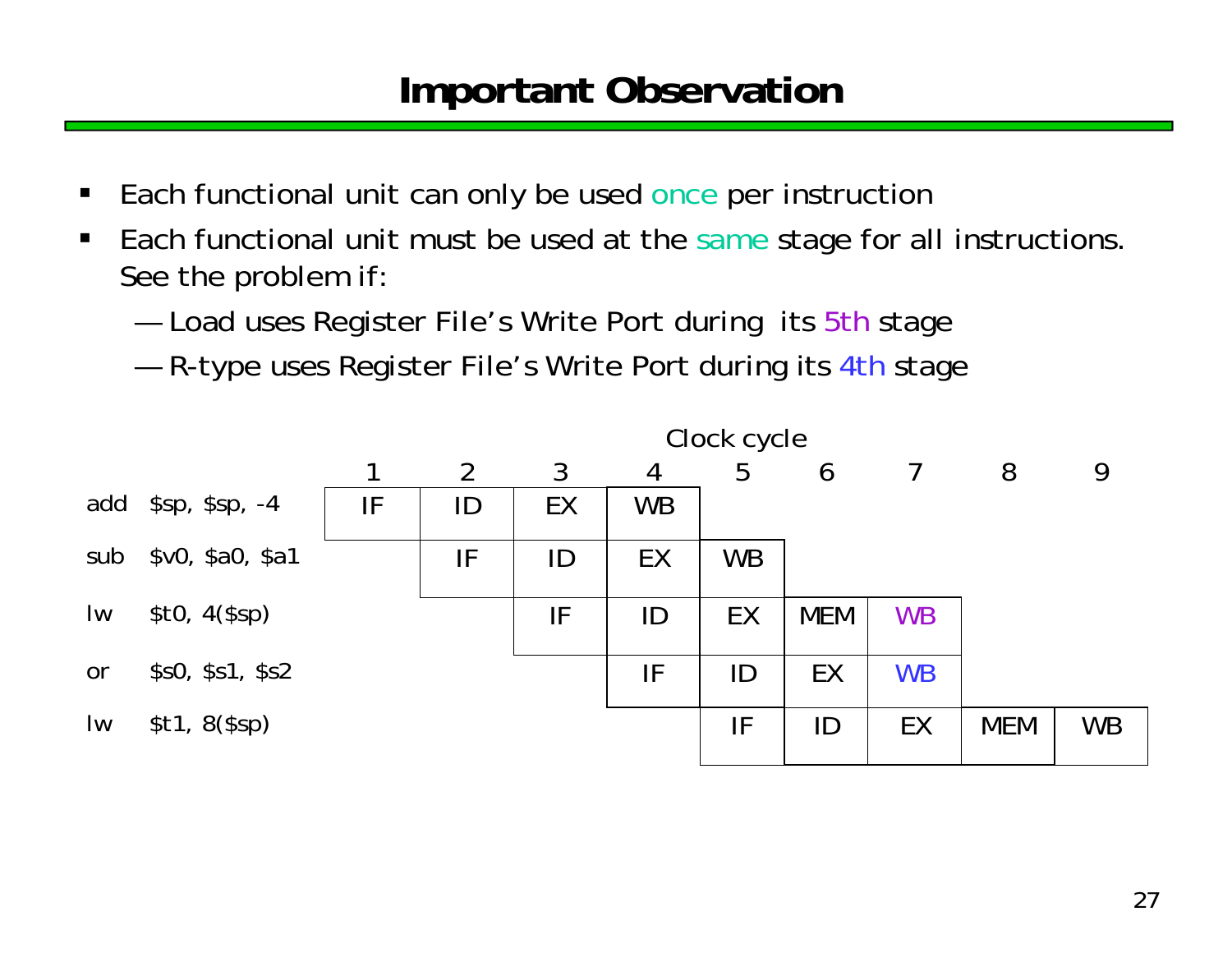# Important Observation

- Each functional unit can only be used once per instruction
- Each functional unit must be used at the same stage for all instructions. See the problem if:
  - Load uses Register File's Write Port during its 5th stage
  - R-type uses Register File's Write Port during its 4th stage

Clock cycle

| | 1 | 2 | 3 | 4 | 5 | 6 | 7 | 8 | 9 |
|---|---|---|---|---|---|---|---|---|---|
| add $sp, $sp, -4 | IF | ID | EX | WB | | | | | |
| sub $v0, $a0, $a1 | | IF | ID | EX | WB | | | | |
| lw $t0, 4($sp) | | | IF | ID | EX | MEM | WB | | |
| or $s0, $s1, $s2 | | | | IF | ID | EX | WB | | |
| lw $t1, 8($sp) | | | | | IF | ID | EX | MEM | WB |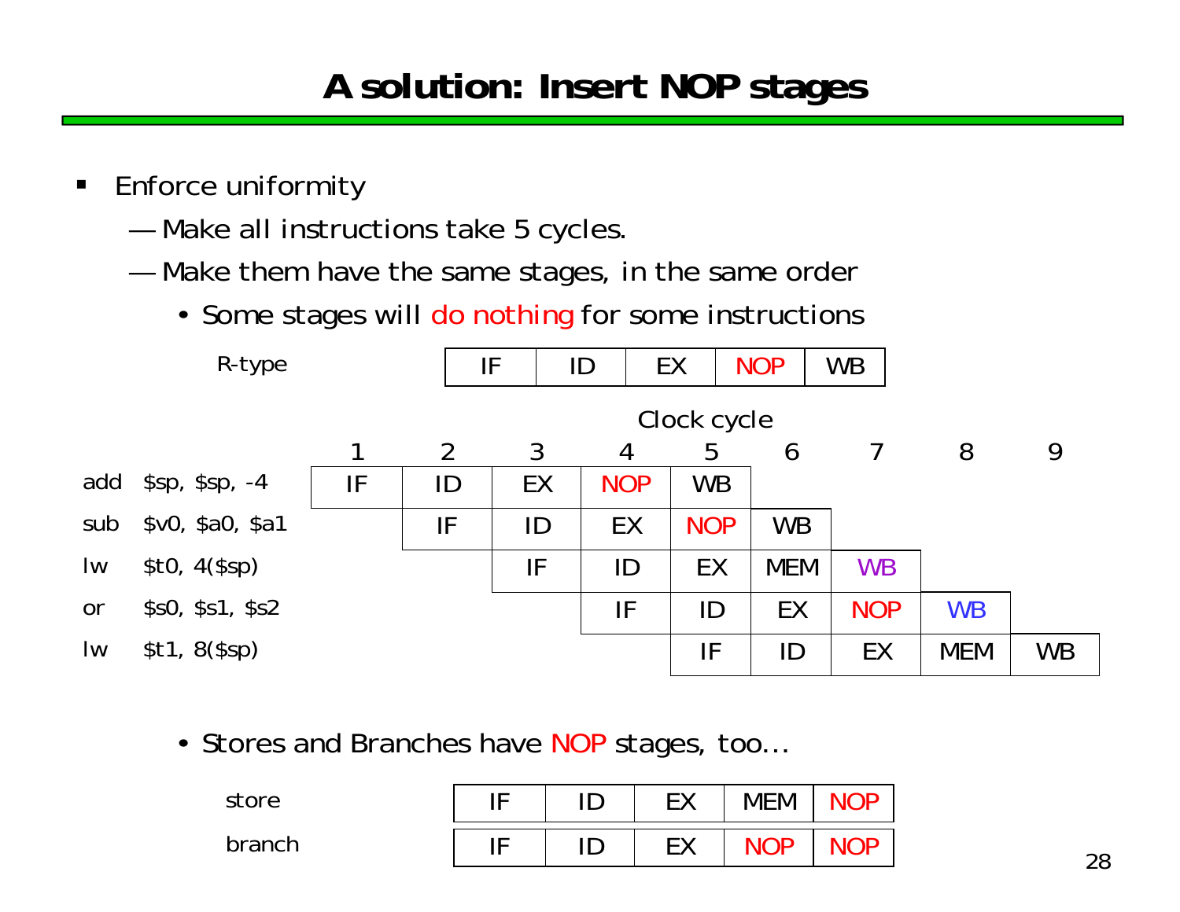# A solution: Insert NOP stages

- Enforce uniformity
  - Make all instructions take 5 cycles.
  - Make them have the same stages, in the same order
    - Some stages will do nothing for some instructions

| | | | | | |
|---|---|---|---|---|---|
| R-type | IF | ID | EX | NOP | WB |

Clock cycle

| | 1 | 2 | 3 | 4 | 5 | 6 | 7 | 8 | 9 |
|---|---|---|---|---|---|---|---|---|---|
| add \$sp, \$sp, -4 | IF | ID | EX | NOP | WB | | | | |
| sub \$v0, \$a0, \$a1 | | IF | ID | EX | NOP | WB | | | |
| lw \$t0, 4(\$sp) | | | IF | ID | EX | MEM | WB | | |
| or \$s0, \$s1, \$s2 | | | | IF | ID | EX | NOP | WB | |
| lw \$t1, 8(\$sp) | | | | | IF | ID | EX | MEM | WB |

- Stores and Branches have NOP stages, too…

| | | | | | |
|---|---|---|---|---|---|
| store | IF | ID | EX | MEM | NOP |
| branch | IF | ID | EX | NOP | NOP |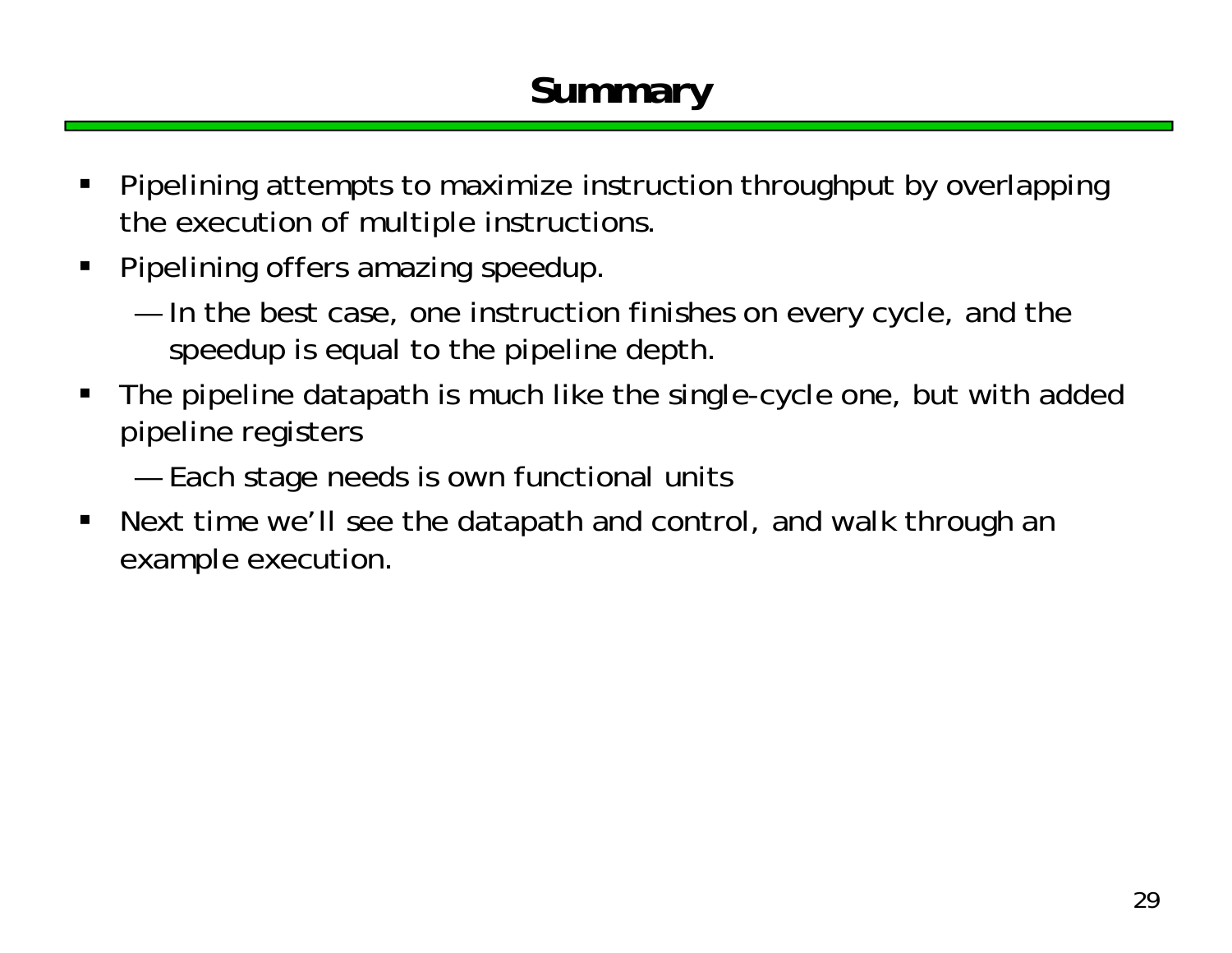# Summary

- Pipelining attempts to maximize instruction throughput by overlapping the execution of multiple instructions.
- Pipelining offers amazing speedup.
  - In the best case, one instruction finishes on every cycle, and the speedup is equal to the pipeline depth.
- The pipeline datapath is much like the single-cycle one, but with added pipeline registers
  - Each stage needs is own functional units
- Next time we'll see the datapath and control, and walk through an example execution.